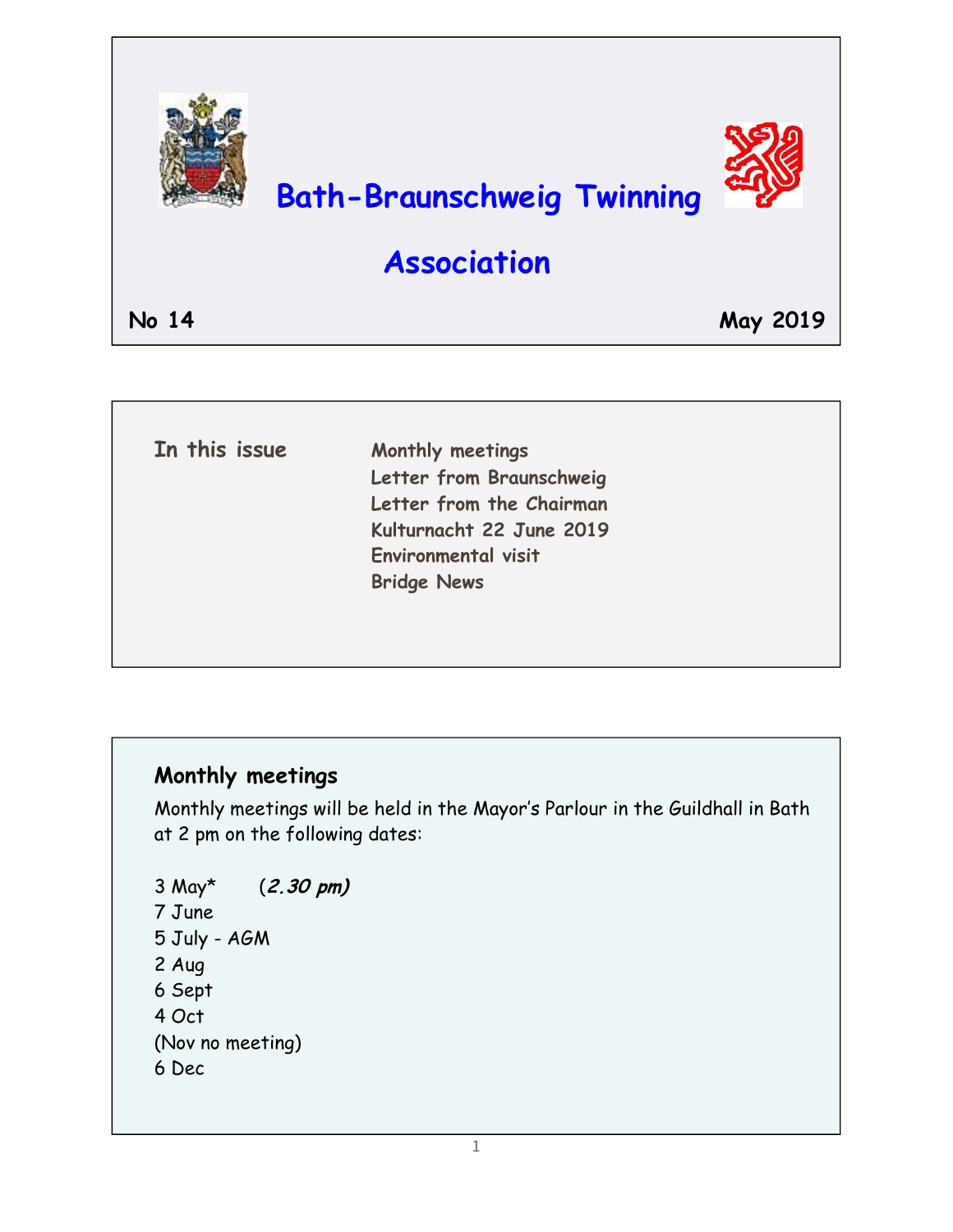# Bath-Braunschweig Twinning Association

**No 14** **May 2019**

**In this issue**

- Monthly meetings
- Letter from Braunschweig
- Letter from the Chairman
- Kulturnacht 22 June 2019
- Environmental visit
- Bridge News

## Monthly meetings

Monthly meetings will be held in the Mayor's Parlour in the Guildhall in Bath at 2 pm on the following dates:

3 May* (***2.30 pm)***
7 June
5 July - AGM
2 Aug
6 Sept
4 Oct
(Nov no meeting)
6 Dec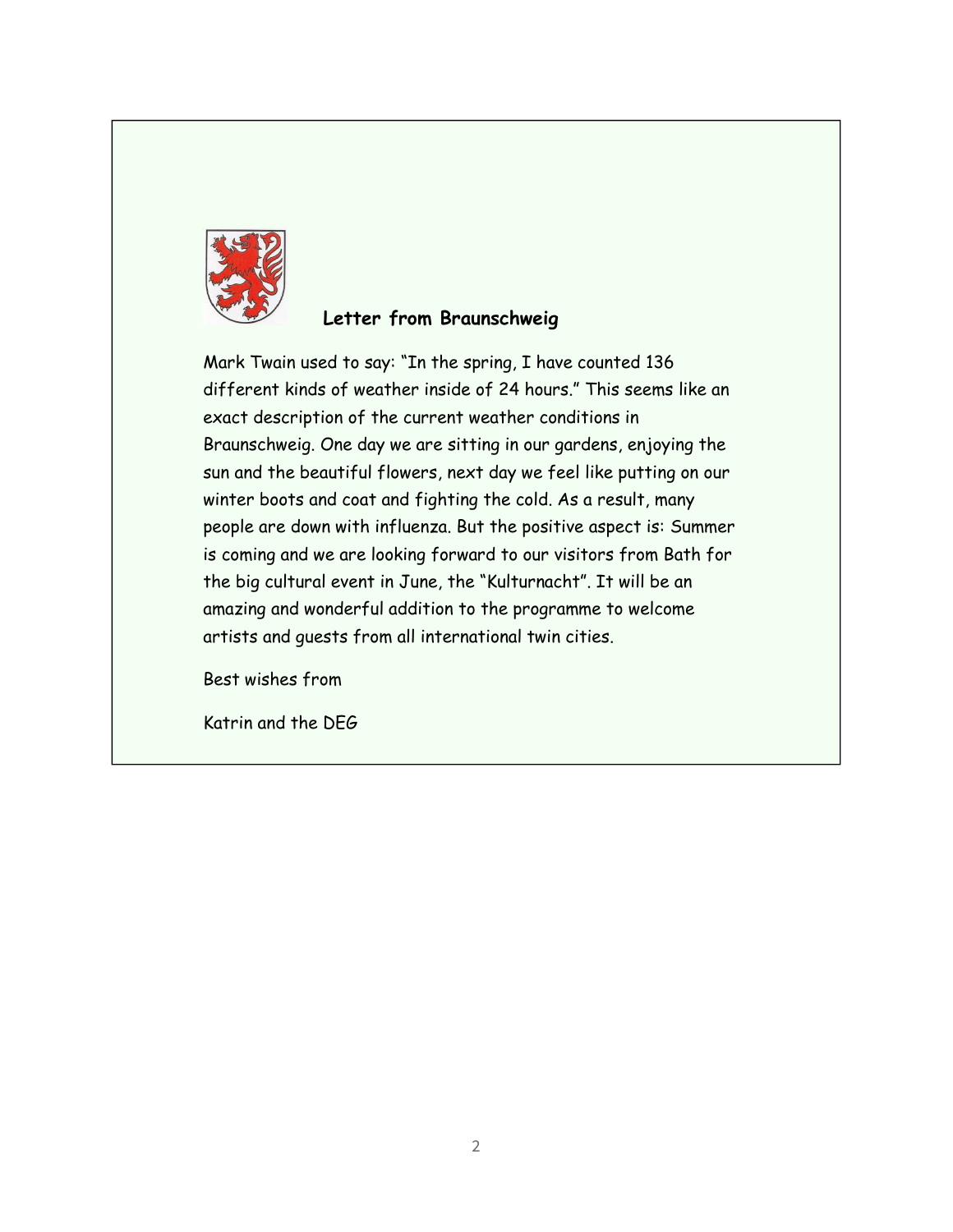## Letter from Braunschweig

Mark Twain used to say: “In the spring, I have counted 136 different kinds of weather inside of 24 hours.” This seems like an exact description of the current weather conditions in Braunschweig. One day we are sitting in our gardens, enjoying the sun and the beautiful flowers, next day we feel like putting on our winter boots and coat and fighting the cold. As a result, many people are down with influenza. But the positive aspect is: Summer is coming and we are looking forward to our visitors from Bath for the big cultural event in June, the “Kulturnacht”. It will be an amazing and wonderful addition to the programme to welcome artists and guests from all international twin cities.

Best wishes from

Katrin and the DEG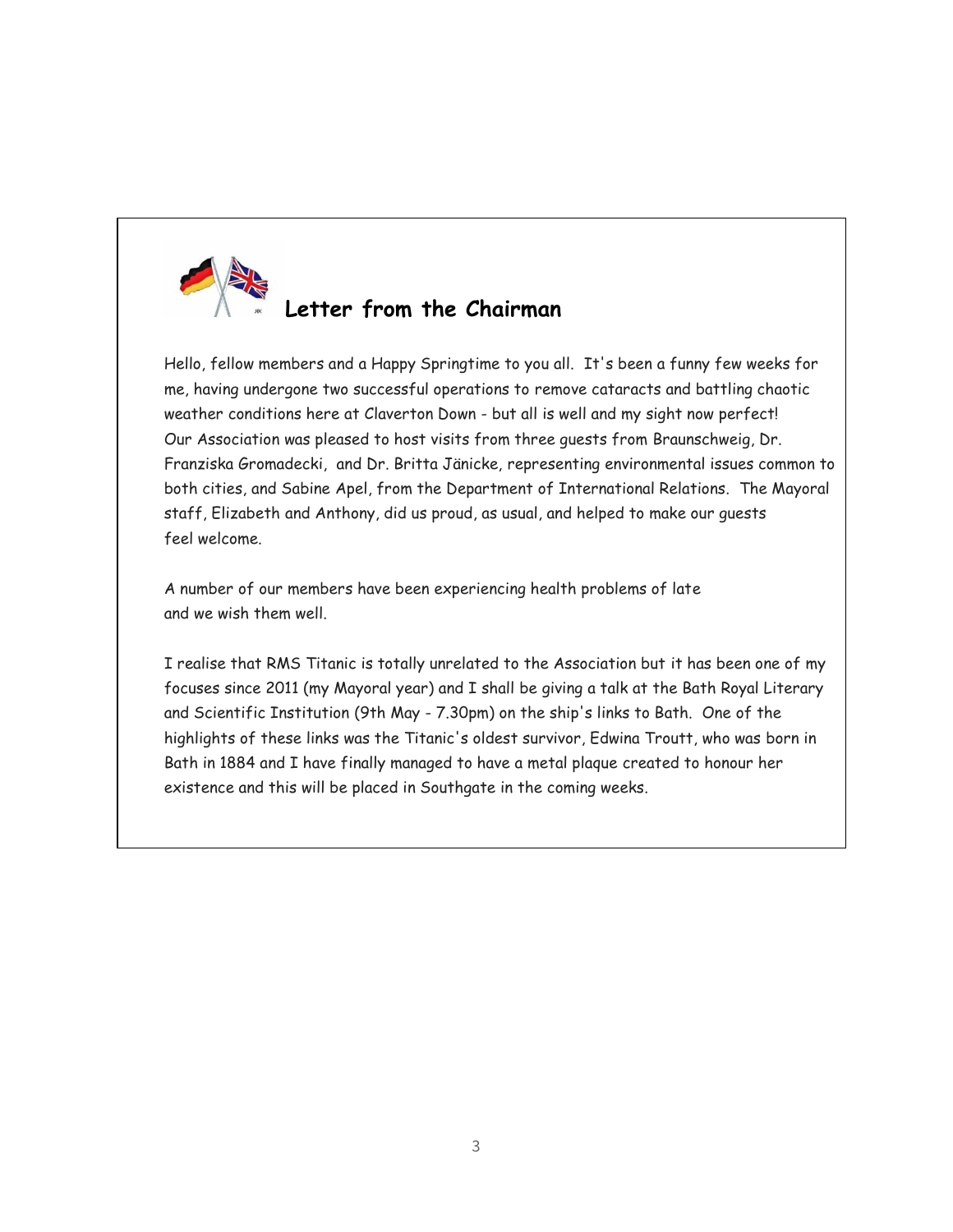## Letter from the Chairman

Hello, fellow members and a Happy Springtime to you all. It's been a funny few weeks for me, having undergone two successful operations to remove cataracts and battling chaotic weather conditions here at Claverton Down - but all is well and my sight now perfect! Our Association was pleased to host visits from three guests from Braunschweig, Dr. Franziska Gromadecki, and Dr. Britta Jänicke, representing environmental issues common to both cities, and Sabine Apel, from the Department of International Relations. The Mayoral staff, Elizabeth and Anthony, did us proud, as usual, and helped to make our guests feel welcome.

A number of our members have been experiencing health problems of late and we wish them well.

I realise that RMS Titanic is totally unrelated to the Association but it has been one of my focuses since 2011 (my Mayoral year) and I shall be giving a talk at the Bath Royal Literary and Scientific Institution (9th May - 7.30pm) on the ship's links to Bath. One of the highlights of these links was the Titanic's oldest survivor, Edwina Troutt, who was born in Bath in 1884 and I have finally managed to have a metal plaque created to honour her existence and this will be placed in Southgate in the coming weeks.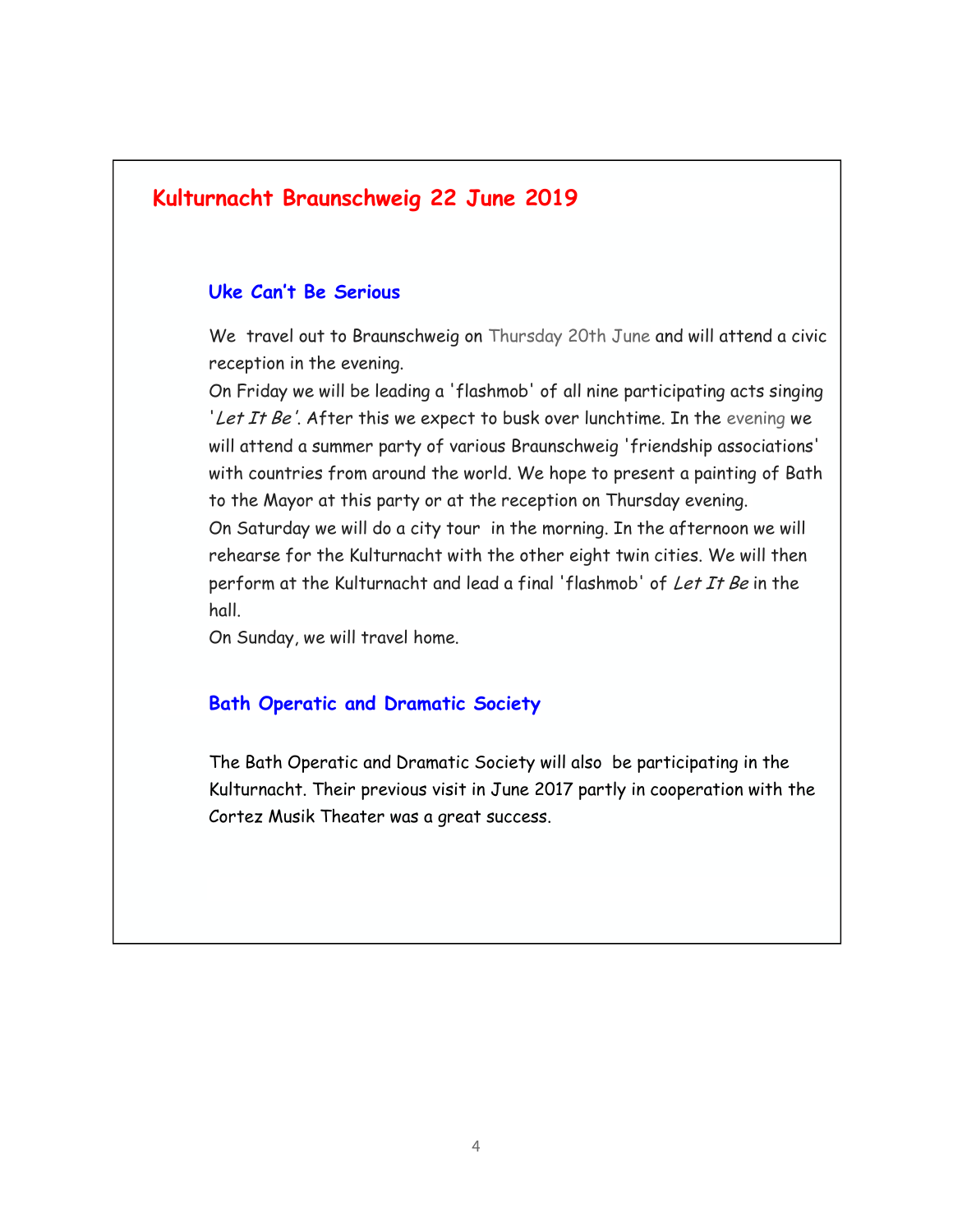## Kulturnacht Braunschweig 22 June 2019

### Uke Can't Be Serious

We travel out to Braunschweig on Thursday 20th June and will attend a civic reception in the evening.
On Friday we will be leading a 'flashmob' of all nine participating acts singing '*Let It Be*'. After this we expect to busk over lunchtime. In the evening we will attend a summer party of various Braunschweig 'friendship associations' with countries from around the world. We hope to present a painting of Bath to the Mayor at this party or at the reception on Thursday evening.
On Saturday we will do a city tour in the morning. In the afternoon we will rehearse for the Kulturnacht with the other eight twin cities. We will then perform at the Kulturnacht and lead a final 'flashmob' of *Let It Be* in the hall.
On Sunday, we will travel home.

### Bath Operatic and Dramatic Society

The Bath Operatic and Dramatic Society will also be participating in the Kulturnacht. Their previous visit in June 2017 partly in cooperation with the Cortez Musik Theater was a great success.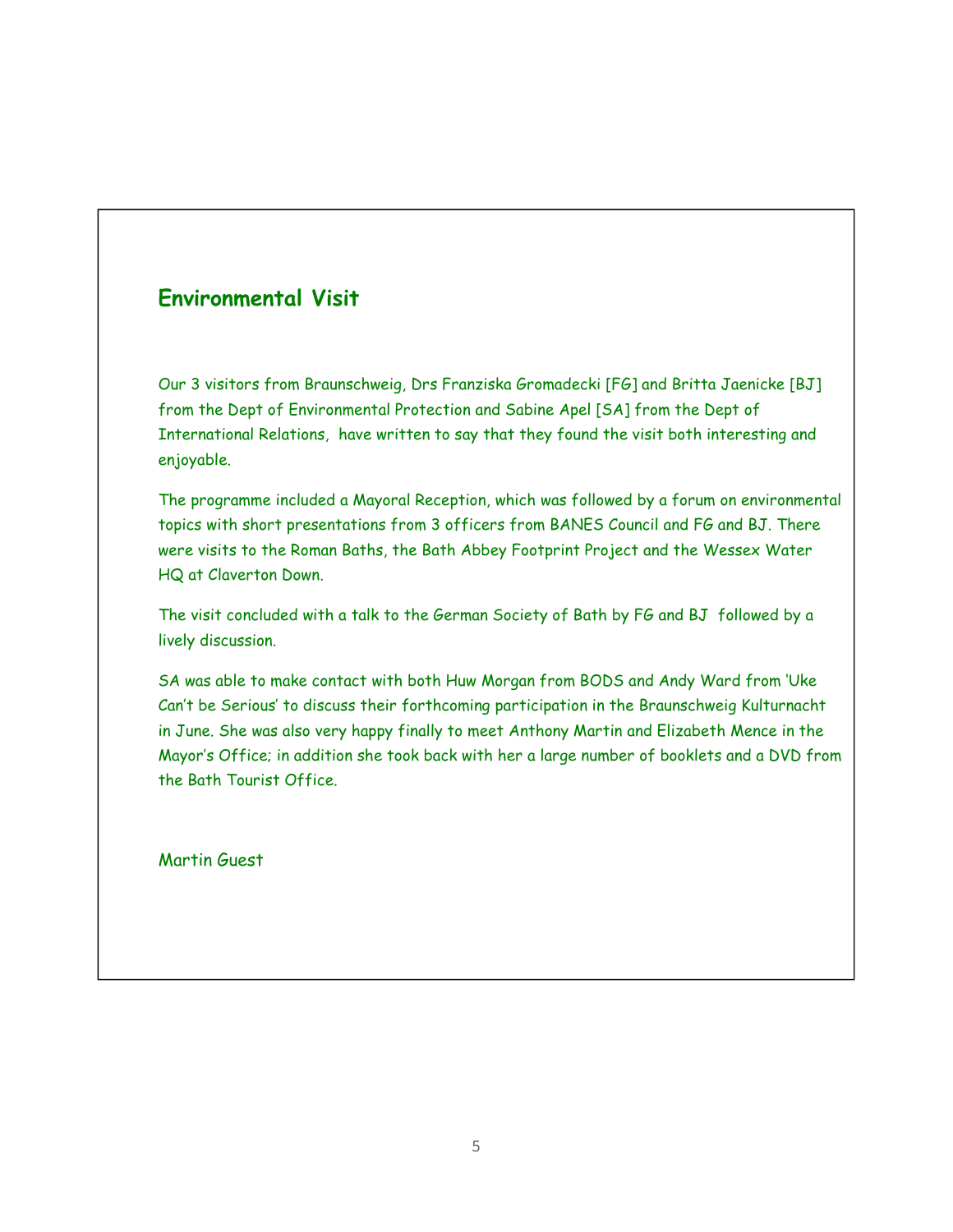## Environmental Visit

Our 3 visitors from Braunschweig, Drs Franziska Gromadecki [FG] and Britta Jaenicke [BJ] from the Dept of Environmental Protection and Sabine Apel [SA] from the Dept of International Relations, have written to say that they found the visit both interesting and enjoyable.

The programme included a Mayoral Reception, which was followed by a forum on environmental topics with short presentations from 3 officers from BANES Council and FG and BJ. There were visits to the Roman Baths, the Bath Abbey Footprint Project and the Wessex Water HQ at Claverton Down.

The visit concluded with a talk to the German Society of Bath by FG and BJ followed by a lively discussion.

SA was able to make contact with both Huw Morgan from BODS and Andy Ward from 'Uke Can't be Serious' to discuss their forthcoming participation in the Braunschweig Kulturnacht in June. She was also very happy finally to meet Anthony Martin and Elizabeth Mence in the Mayor's Office; in addition she took back with her a large number of booklets and a DVD from the Bath Tourist Office.

Martin Guest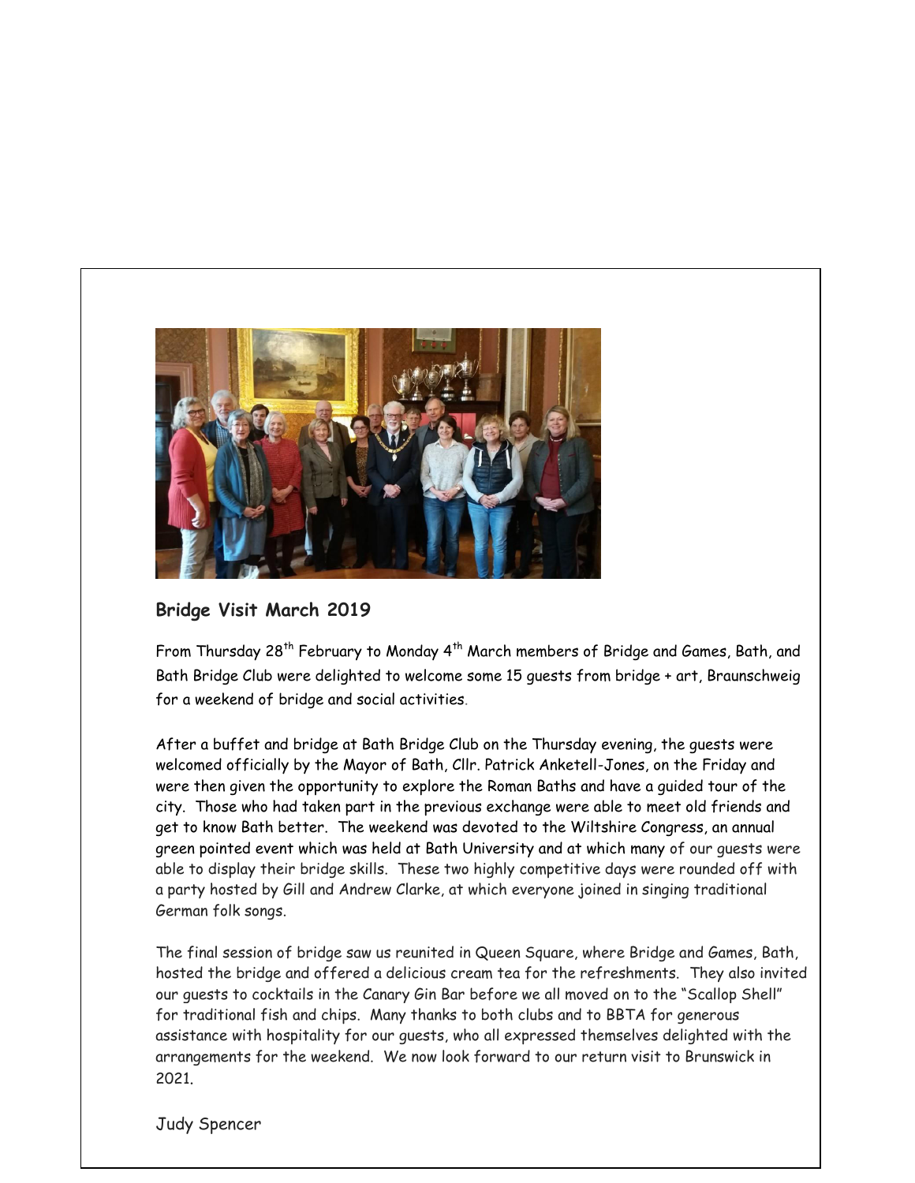## Bridge Visit March 2019

From Thursday 28th February to Monday 4th March members of Bridge and Games, Bath, and Bath Bridge Club were delighted to welcome some 15 guests from bridge + art, Braunschweig for a weekend of bridge and social activities.

After a buffet and bridge at Bath Bridge Club on the Thursday evening, the guests were welcomed officially by the Mayor of Bath, Cllr. Patrick Anketell-Jones, on the Friday and were then given the opportunity to explore the Roman Baths and have a guided tour of the city. Those who had taken part in the previous exchange were able to meet old friends and get to know Bath better. The weekend was devoted to the Wiltshire Congress, an annual green pointed event which was held at Bath University and at which many of our guests were able to display their bridge skills. These two highly competitive days were rounded off with a party hosted by Gill and Andrew Clarke, at which everyone joined in singing traditional German folk songs.

The final session of bridge saw us reunited in Queen Square, where Bridge and Games, Bath, hosted the bridge and offered a delicious cream tea for the refreshments. They also invited our guests to cocktails in the Canary Gin Bar before we all moved on to the "Scallop Shell" for traditional fish and chips. Many thanks to both clubs and to BBTA for generous assistance with hospitality for our guests, who all expressed themselves delighted with the arrangements for the weekend. We now look forward to our return visit to Brunswick in 2021.

Judy Spencer